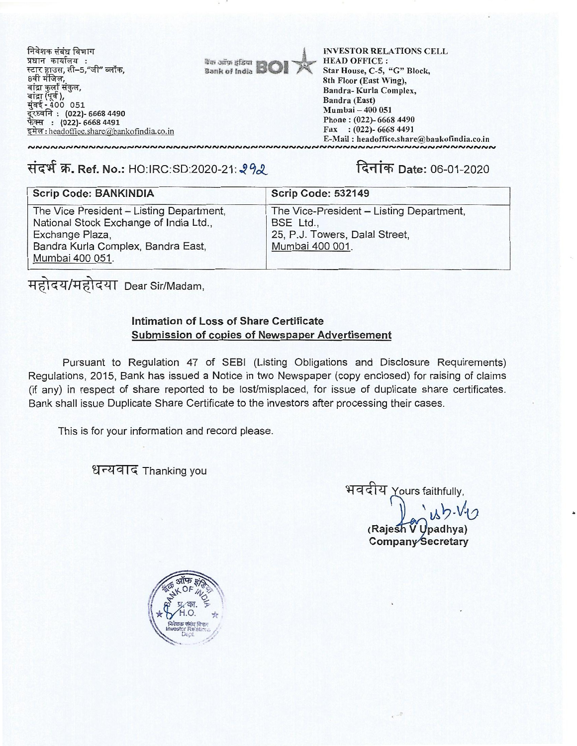निवेशक संबंध विभाग
प्रधान कार्यालय :
स्टार हाउस, सी–5,"जी" ब्लॉक,
8वी मंजिल,
बांद्रा कुर्ला संकुल,
बांद्रा (पूर्व),
मुंबई - 400 051
दूरध्वनि : (022)- 6668 4490
फैक्स : (022)- 6668 4491
इमेल : headoffice.share@bankofindia.co.in

बैंक ऑफ़ इंडिया BOI Bank of India

INVESTOR RELATIONS CELL
HEAD OFFICE :
Star House, C-5, "G" Block,
8th Floor (East Wing),
Bandra- Kurla Complex,
Bandra (East)
Mumbai – 400 051
Phone : (022)- 6668 4490
Fax : (022)- 6668 4491
E-Mail : headoffice.share@bankofindia.co.in

संदर्भ क्र. Ref. No.: HO:IRC:SD:2020-21: 292

दिनांक Date: 06-01-2020

| Scrip Code: BANKINDIA | Scrip Code: 532149 |
|---|---|
| The Vice President – Listing Department, National Stock Exchange of India Ltd., Exchange Plaza, Bandra Kurla Complex, Bandra East, Mumbai 400 051. | The Vice-President – Listing Department, BSE Ltd., 25, P.J. Towers, Dalal Street, Mumbai 400 001. |

महोदय/महोदया Dear Sir/Madam,

**Intimation of Loss of Share Certificate**
**Submission of copies of Newspaper Advertisement**

Pursuant to Regulation 47 of SEBI (Listing Obligations and Disclosure Requirements) Regulations, 2015, Bank has issued a Notice in two Newspaper (copy enclosed) for raising of claims (if any) in respect of share reported to be lost/misplaced, for issue of duplicate share certificates. Bank shall issue Duplicate Share Certificate to the investors after processing their cases.

This is for your information and record please.

धन्यवाद Thanking you

भवदीय Yours faithfully,

(Rajesh V Upadhya)
Company Secretary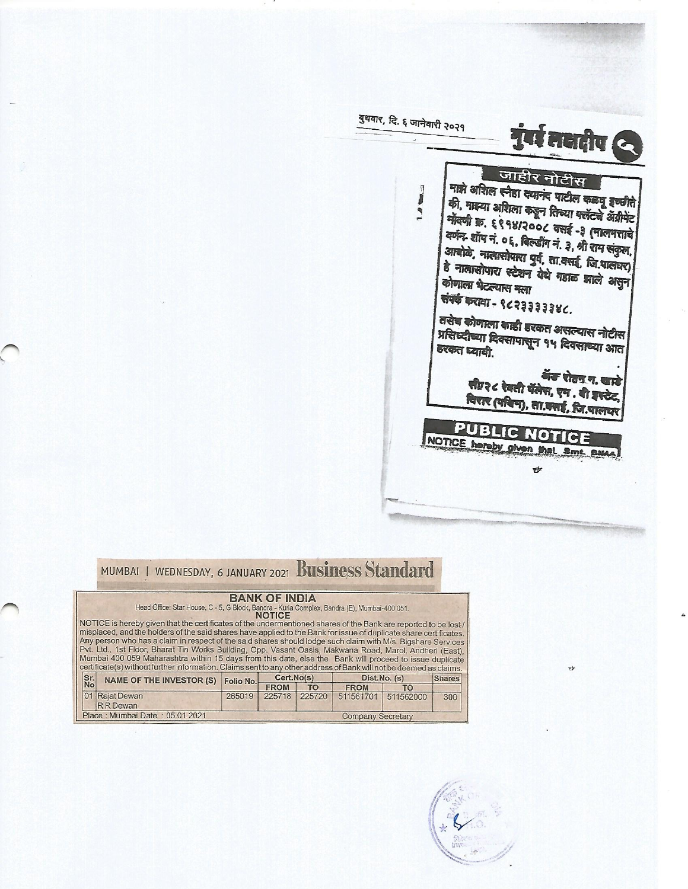बुधवार, दि. ६ जानेवारी २०२१

मुंबई लक्षदीप

## जाहीर नोटीस

माझे अशिल स्नेहा दयानंद पाटील कळवू इच्छीते की, माझ्या अशिला कडून तिच्या फ्लॅटचे ॲग्रीमेंट नोंदणी क्र. ६९१४/२००८ वसई -३ (मालमत्ताचे वर्णन- शॉप नं. ०६, बिल्डींग नं. ३, श्री राम संकुल, आचोळे, नालासोपारा पुर्व, ता.वसई, जि.पालघर) हे नालासोपारा स्टेशन येथे गहाळ झाले असुन कोणाला भेटल्यास मला संपर्क करावा - ९८२३३३३३४८.

तसेच कोणाला काही हरकत असल्यास नोटीस प्रसिध्दीच्या दिवसापासून १५ दिवसाच्या आत हरकत घ्यावी.

ॲड रोशन ग. खाडे
सी/२८ रेवती पॅलेस, एम. बी इस्टेट,
विरार (पश्चिम), ता.वसई, जि.पालघर

## PUBLIC NOTICE

NOTICE hereby given that Smt. SUMA

---

MUMBAI | WEDNESDAY, 6 JANUARY 2021 **Business Standard**

## BANK OF INDIA

Head Office: Star House, C - 5, G Block, Bandra - Kurla Complex, Bandra (E), Mumbai-400 051.

### NOTICE

NOTICE is hereby given that the certificates of the undermentioned shares of the Bank are reported to be lost / misplaced, and the holders of the said shares have applied to the Bank for issue of duplicate share certificates. Any person who has a claim in respect of the said shares should lodge such claim with M/s. Bigshare Services Pvt. Ltd., 1st Floor, Bharat Tin Works Building, Opp. Vasant Oasis, Makwana Road, Marol, Andheri (East), Mumbai 400 059 Maharashtra within 15 days from this date, else the Bank will proceed to issue duplicate certificate(s) without further information. Claims sent to any other address of Bank will not be deemed as claims.

| Sr. No | NAME OF THE INVESTOR (S) | Folio No. | Cert.No(s) | | Dist.No. (s) | | Shares |
|---|---|---|---|---|---|---|---|
| | | | FROM | TO | FROM | TO | |
| 01 | Rajat Dewan<br>R R Dewan | 265019 | 225718 | 225720 | 511561701 | 511562000 | 300 |

Place : Mumbai Date : 05.01.2021

Company Secretary